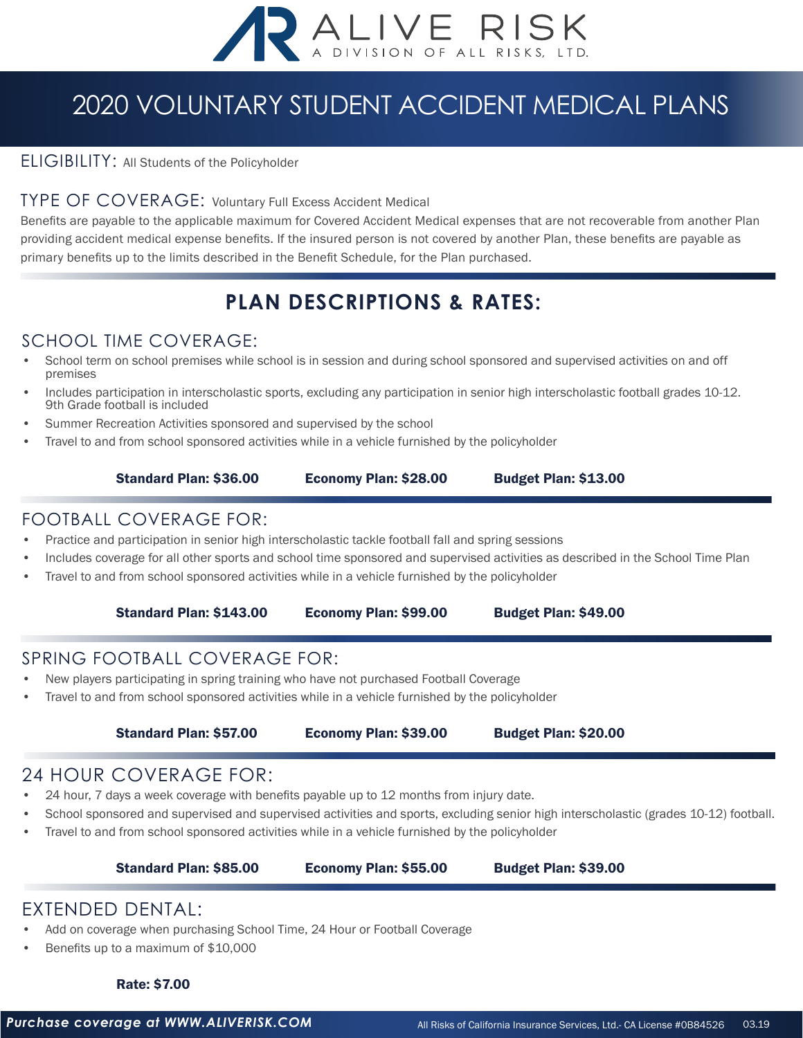# ALIVE RISK

A DIVISION OF ALL RISKS, LTD.

# 2020 VOLUNTARY STUDENT ACCIDENT MEDICAL PLANS

ELIGIBILITY: All Students of the Policyholder

TYPE OF COVERAGE: Voluntary Full Excess Accident Medical

Benefits are payable to the applicable maximum for Covered Accident Medical expenses that are not recoverable from another Plan providing accident medical expense benefits. If the insured person is not covered by another Plan, these benefits are payable as primary benefits up to the limits described in the Benefit Schedule, for the Plan purchased.

## PLAN DESCRIPTIONS & RATES:

### SCHOOL TIME COVERAGE:

- School term on school premises while school is in session and during school sponsored and supervised activities on and off premises
- Includes participation in interscholastic sports, excluding any participation in senior high interscholastic football grades 10-12. 9th Grade football is included
- Summer Recreation Activities sponsored and supervised by the school
- Travel to and from school sponsored activities while in a vehicle furnished by the policyholder

**Standard Plan: $36.00** **Economy Plan: $28.00** **Budget Plan: $13.00**

### FOOTBALL COVERAGE FOR:

- Practice and participation in senior high interscholastic tackle football fall and spring sessions
- Includes coverage for all other sports and school time sponsored and supervised activities as described in the School Time Plan
- Travel to and from school sponsored activities while in a vehicle furnished by the policyholder

**Standard Plan: $143.00** **Economy Plan: $99.00** **Budget Plan: $49.00**

### SPRING FOOTBALL COVERAGE FOR:

- New players participating in spring training who have not purchased Football Coverage
- Travel to and from school sponsored activities while in a vehicle furnished by the policyholder

**Standard Plan: $57.00** **Economy Plan: $39.00** **Budget Plan: $20.00**

### 24 HOUR COVERAGE FOR:

- 24 hour, 7 days a week coverage with benefits payable up to 12 months from injury date.
- School sponsored and supervised and supervised activities and sports, excluding senior high interscholastic (grades 10-12) football.
- Travel to and from school sponsored activities while in a vehicle furnished by the policyholder

**Standard Plan: $85.00** **Economy Plan: $55.00** **Budget Plan: $39.00**

### EXTENDED DENTAL:

- Add on coverage when purchasing School Time, 24 Hour or Football Coverage
- Benefits up to a maximum of $10,000

**Rate: $7.00**

***Purchase coverage at WWW.ALIVERISK.COM***

All Risks of California Insurance Services, Ltd.- CA License #0B84526 03.19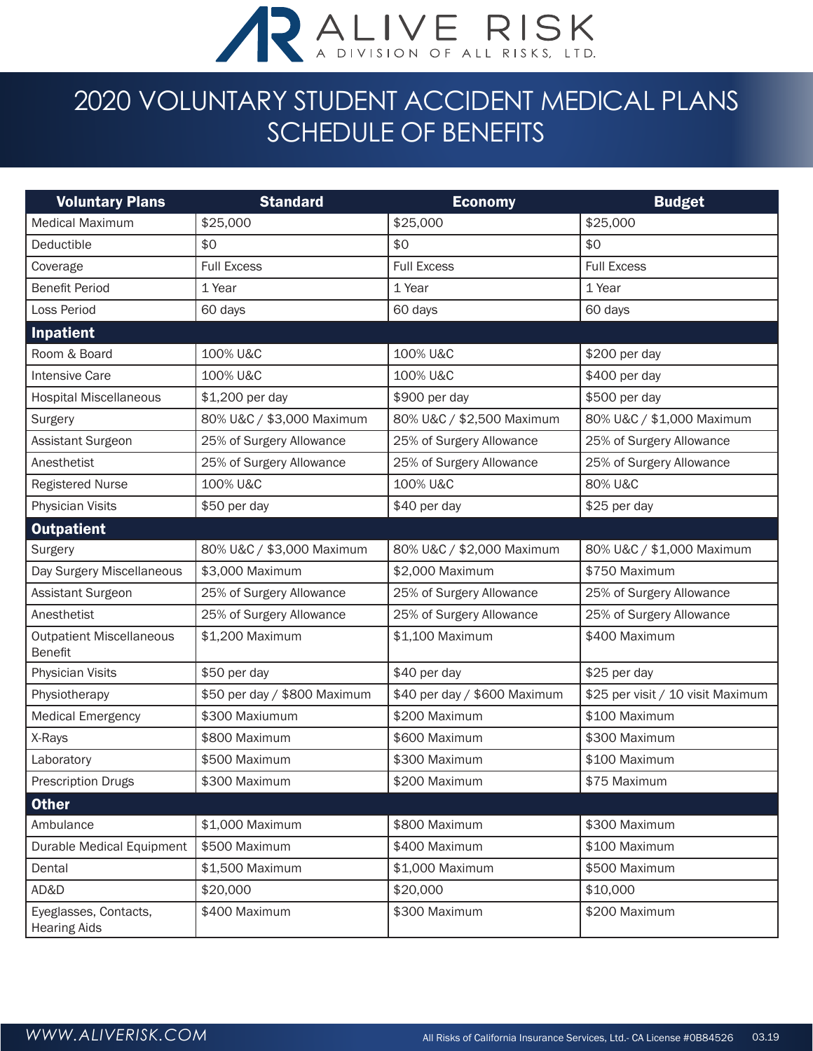# ALIVE RISK

A DIVISION OF ALL RISKS, LTD.

## 2020 VOLUNTARY STUDENT ACCIDENT MEDICAL PLANS SCHEDULE OF BENEFITS

| Voluntary Plans | Standard | Economy | Budget |
|---|---|---|---|
| Medical Maximum | $25,000 | $25,000 | $25,000 |
| Deductible | $0 | $0 | $0 |
| Coverage | Full Excess | Full Excess | Full Excess |
| Benefit Period | 1 Year | 1 Year | 1 Year |
| Loss Period | 60 days | 60 days | 60 days |
| **Inpatient** | | | |
| Room & Board | 100% U&C | 100% U&C | $200 per day |
| Intensive Care | 100% U&C | 100% U&C | $400 per day |
| Hospital Miscellaneous | $1,200 per day | $900 per day | $500 per day |
| Surgery | 80% U&C / $3,000 Maximum | 80% U&C / $2,500 Maximum | 80% U&C / $1,000 Maximum |
| Assistant Surgeon | 25% of Surgery Allowance | 25% of Surgery Allowance | 25% of Surgery Allowance |
| Anesthetist | 25% of Surgery Allowance | 25% of Surgery Allowance | 25% of Surgery Allowance |
| Registered Nurse | 100% U&C | 100% U&C | 80% U&C |
| Physician Visits | $50 per day | $40 per day | $25 per day |
| **Outpatient** | | | |
| Surgery | 80% U&C / $3,000 Maximum | 80% U&C / $2,000 Maximum | 80% U&C / $1,000 Maximum |
| Day Surgery Miscellaneous | $3,000 Maximum | $2,000 Maximum | $750 Maximum |
| Assistant Surgeon | 25% of Surgery Allowance | 25% of Surgery Allowance | 25% of Surgery Allowance |
| Anesthetist | 25% of Surgery Allowance | 25% of Surgery Allowance | 25% of Surgery Allowance |
| Outpatient Miscellaneous Benefit | $1,200 Maximum | $1,100 Maximum | $400 Maximum |
| Physician Visits | $50 per day | $40 per day | $25 per day |
| Physiotherapy | $50 per day / $800 Maximum | $40 per day / $600 Maximum | $25 per visit / 10 visit Maximum |
| Medical Emergency | $300 Maxiumum | $200 Maximum | $100 Maximum |
| X-Rays | $800 Maximum | $600 Maximum | $300 Maximum |
| Laboratory | $500 Maximum | $300 Maximum | $100 Maximum |
| Prescription Drugs | $300 Maximum | $200 Maximum | $75 Maximum |
| **Other** | | | |
| Ambulance | $1,000 Maximum | $800 Maximum | $300 Maximum |
| Durable Medical Equipment | $500 Maximum | $400 Maximum | $100 Maximum |
| Dental | $1,500 Maximum | $1,000 Maximum | $500 Maximum |
| AD&D | $20,000 | $20,000 | $10,000 |
| Eyeglasses, Contacts, Hearing Aids | $400 Maximum | $300 Maximum | $200 Maximum |

WWW.ALIVERISK.COM

All Risks of California Insurance Services, Ltd.- CA License #0B84526 03.19